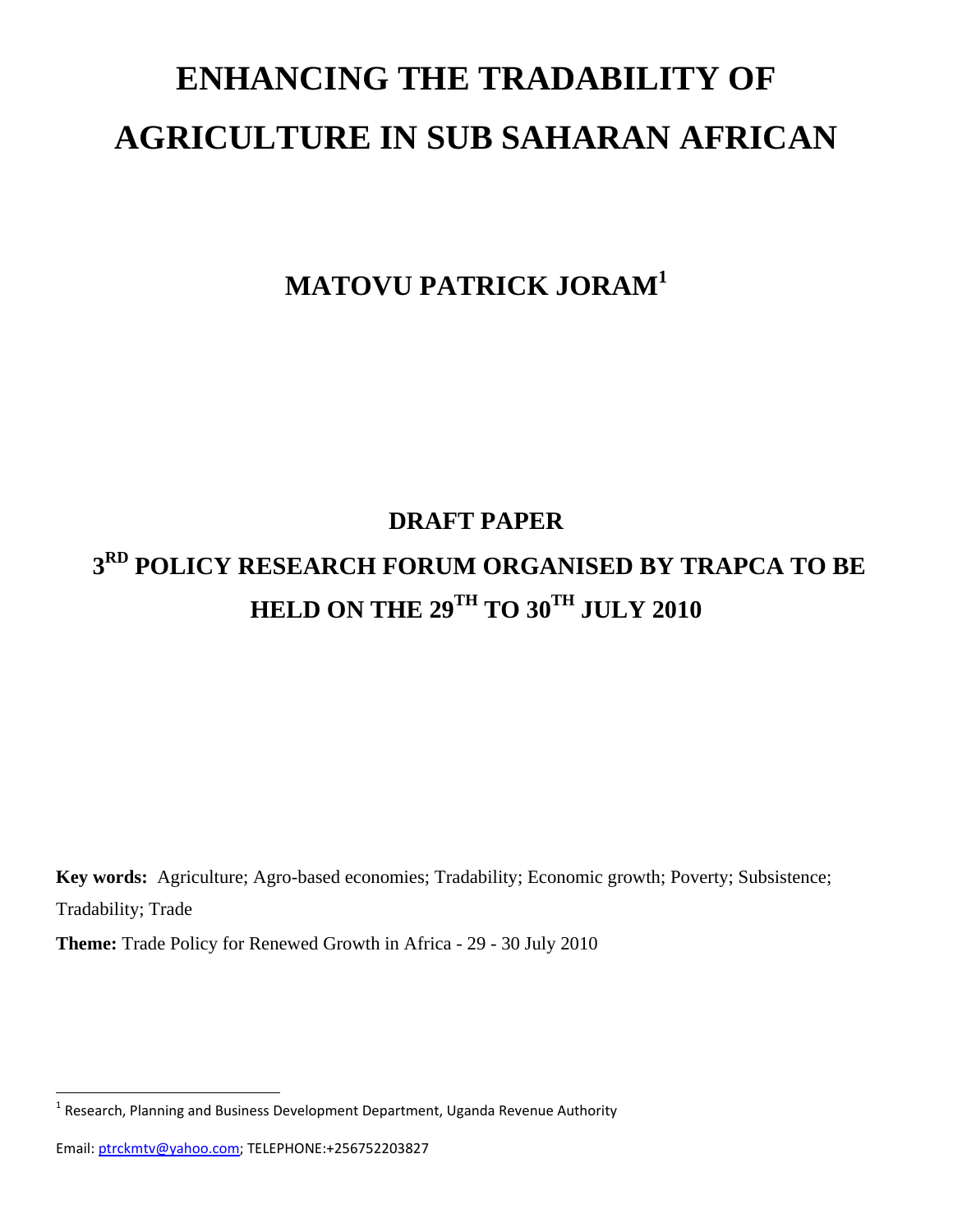# ENHANCING THE TRADABILITY OF AGRICULTURE IN SUB SAHARAN AFRICAN

## MATOVU PATRICK JORAM[1]

## DRAFT PAPER

## 3RD POLICY RESEARCH FORUM ORGANISED BY TRAPCA TO BE HELD ON THE 29TH TO 30TH JULY 2010

**Key words:** Agriculture; Agro-based economies; Tradability; Economic growth; Poverty; Subsistence; Tradability; Trade

**Theme:** Trade Policy for Renewed Growth in Africa - 29 - 30 July 2010

---

[1] Research, Planning and Business Development Department, Uganda Revenue Authority

Email: ptrckmtv@yahoo.com; TELEPHONE:+256752203827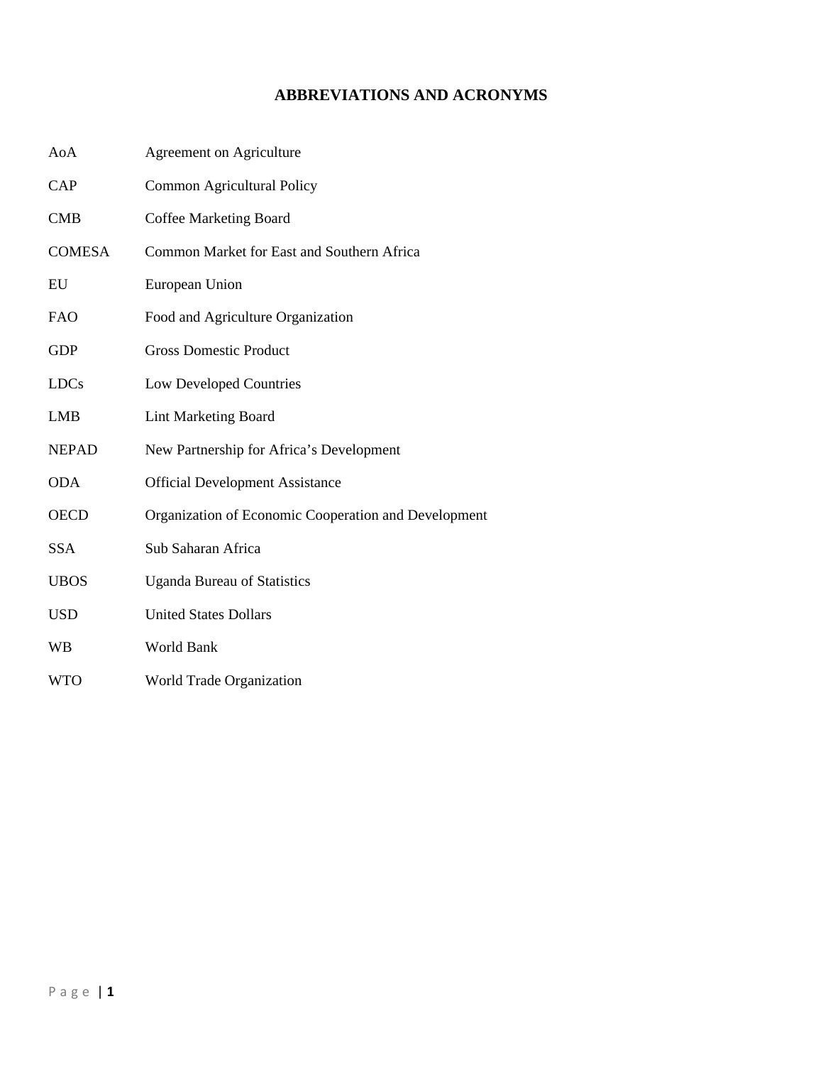## ABBREVIATIONS AND ACRONYMS

| | |
|---|---|
| AoA | Agreement on Agriculture |
| CAP | Common Agricultural Policy |
| CMB | Coffee Marketing Board |
| COMESA | Common Market for East and Southern Africa |
| EU | European Union |
| FAO | Food and Agriculture Organization |
| GDP | Gross Domestic Product |
| LDCs | Low Developed Countries |
| LMB | Lint Marketing Board |
| NEPAD | New Partnership for Africa's Development |
| ODA | Official Development Assistance |
| OECD | Organization of Economic Cooperation and Development |
| SSA | Sub Saharan Africa |
| UBOS | Uganda Bureau of Statistics |
| USD | United States Dollars |
| WB | World Bank |
| WTO | World Trade Organization |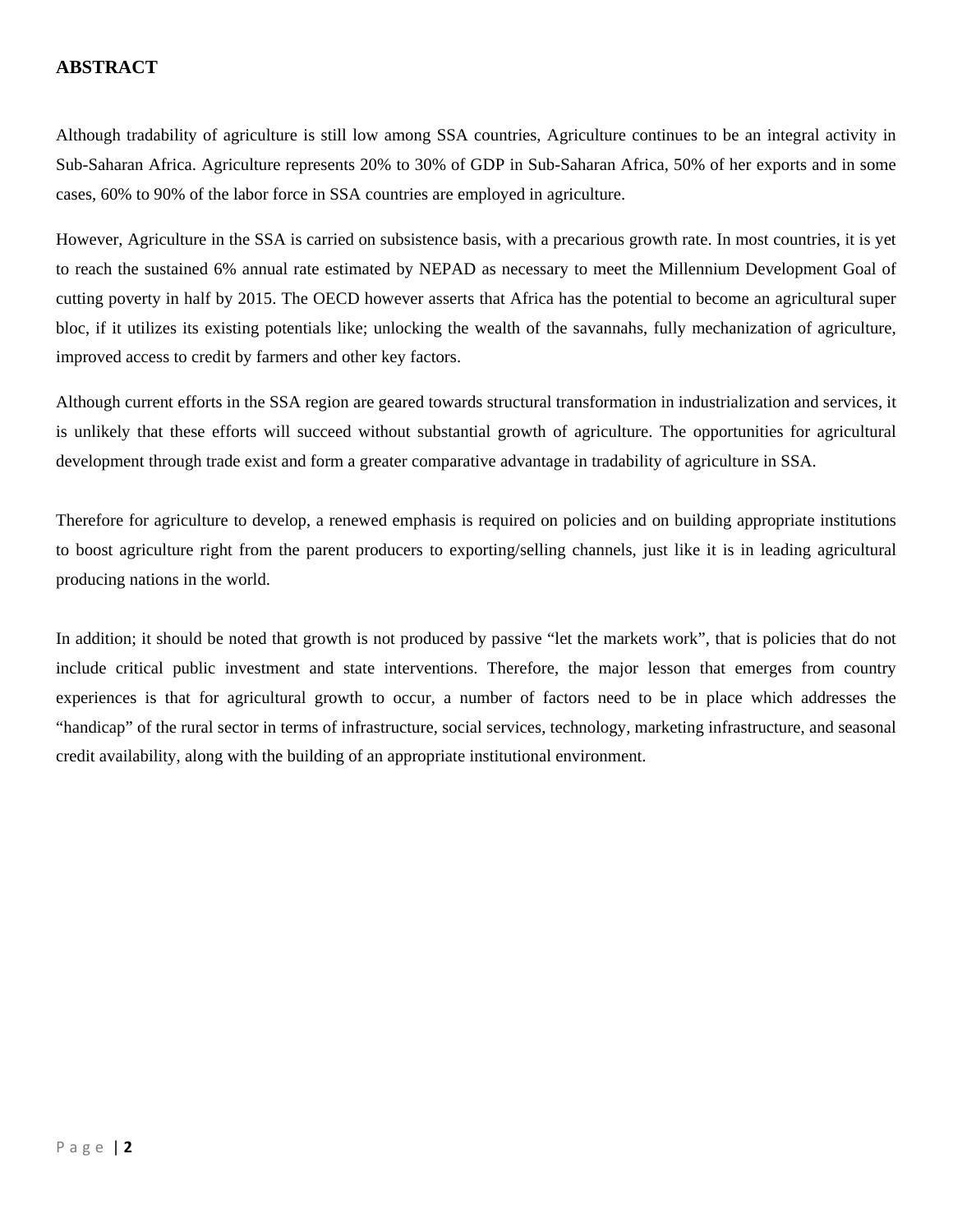## ABSTRACT

Although tradability of agriculture is still low among SSA countries, Agriculture continues to be an integral activity in Sub-Saharan Africa. Agriculture represents 20% to 30% of GDP in Sub-Saharan Africa, 50% of her exports and in some cases, 60% to 90% of the labor force in SSA countries are employed in agriculture.

However, Agriculture in the SSA is carried on subsistence basis, with a precarious growth rate. In most countries, it is yet to reach the sustained 6% annual rate estimated by NEPAD as necessary to meet the Millennium Development Goal of cutting poverty in half by 2015. The OECD however asserts that Africa has the potential to become an agricultural super bloc, if it utilizes its existing potentials like; unlocking the wealth of the savannahs, fully mechanization of agriculture, improved access to credit by farmers and other key factors.

Although current efforts in the SSA region are geared towards structural transformation in industrialization and services, it is unlikely that these efforts will succeed without substantial growth of agriculture. The opportunities for agricultural development through trade exist and form a greater comparative advantage in tradability of agriculture in SSA.

Therefore for agriculture to develop, a renewed emphasis is required on policies and on building appropriate institutions to boost agriculture right from the parent producers to exporting/selling channels, just like it is in leading agricultural producing nations in the world.

In addition; it should be noted that growth is not produced by passive "let the markets work", that is policies that do not include critical public investment and state interventions. Therefore, the major lesson that emerges from country experiences is that for agricultural growth to occur, a number of factors need to be in place which addresses the "handicap" of the rural sector in terms of infrastructure, social services, technology, marketing infrastructure, and seasonal credit availability, along with the building of an appropriate institutional environment.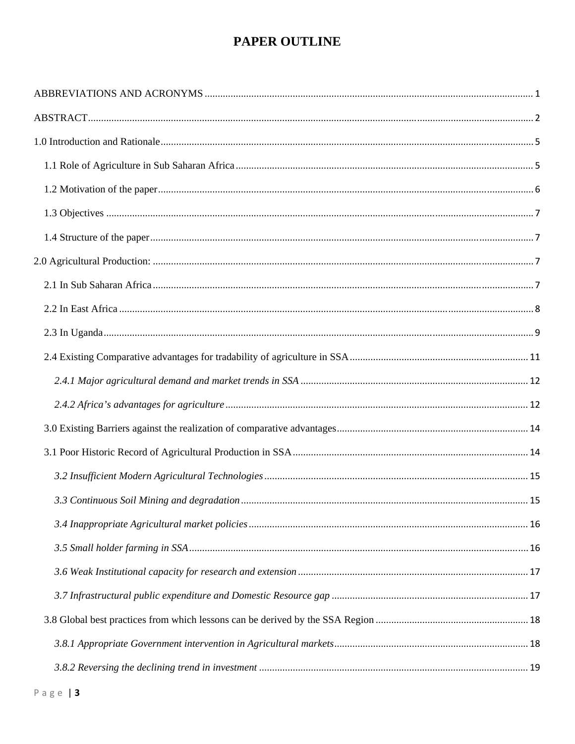# PAPER OUTLINE

ABBREVIATIONS AND ACRONYMS .......... 1

ABSTRACT .......... 2

1.0 Introduction and Rationale .......... 5

- 1.1 Role of Agriculture in Sub Saharan Africa .......... 5
- 1.2 Motivation of the paper .......... 6
- 1.3 Objectives .......... 7
- 1.4 Structure of the paper .......... 7

2.0 Agricultural Production: .......... 7

- 2.1 In Sub Saharan Africa .......... 7
- 2.2 In East Africa .......... 8
- 2.3 In Uganda .......... 9
- 2.4 Existing Comparative advantages for tradability of agriculture in SSA .......... 11
  - *2.4.1 Major agricultural demand and market trends in SSA* .......... 12
  - *2.4.2 Africa's advantages for agriculture* .......... 12
- 3.0 Existing Barriers against the realization of comparative advantages .......... 14
- 3.1 Poor Historic Record of Agricultural Production in SSA .......... 14
  - *3.2 Insufficient Modern Agricultural Technologies* .......... 15
  - *3.3 Continuous Soil Mining and degradation* .......... 15
  - *3.4 Inappropriate Agricultural market policies* .......... 16
  - *3.5 Small holder farming in SSA* .......... 16
  - *3.6 Weak Institutional capacity for research and extension* .......... 17
  - *3.7 Infrastructural public expenditure and Domestic Resource gap* .......... 17
- 3.8 Global best practices from which lessons can be derived by the SSA Region .......... 18
  - *3.8.1 Appropriate Government intervention in Agricultural markets* .......... 18
  - *3.8.2 Reversing the declining trend in investment* .......... 19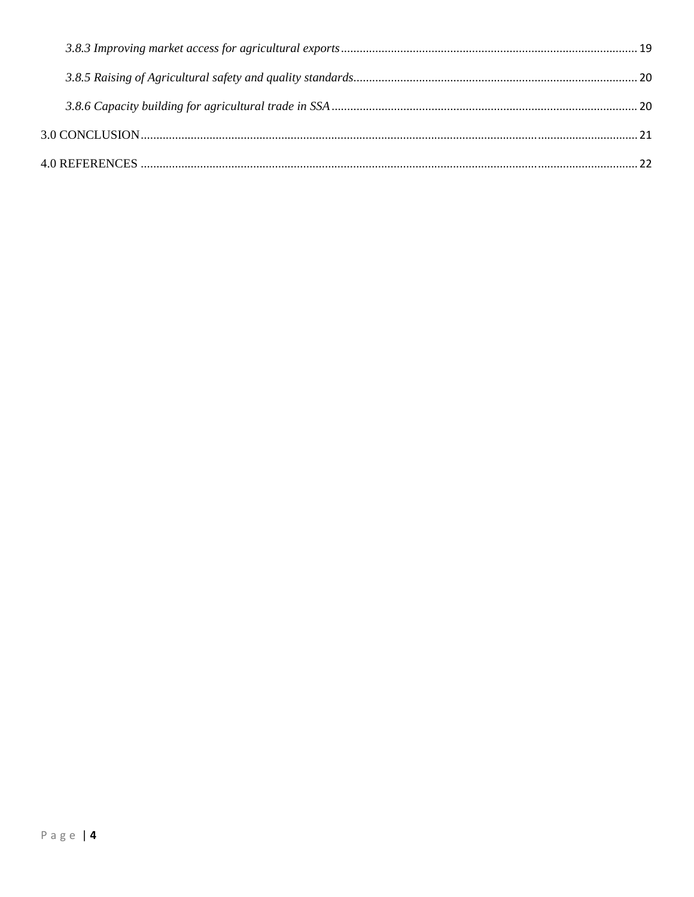*3.8.3 Improving market access for agricultural exports* .......... 19

*3.8.5 Raising of Agricultural safety and quality standards* .......... 20

*3.8.6 Capacity building for agricultural trade in SSA* .......... 20

3.0 CONCLUSION .......... 21

4.0 REFERENCES .......... 22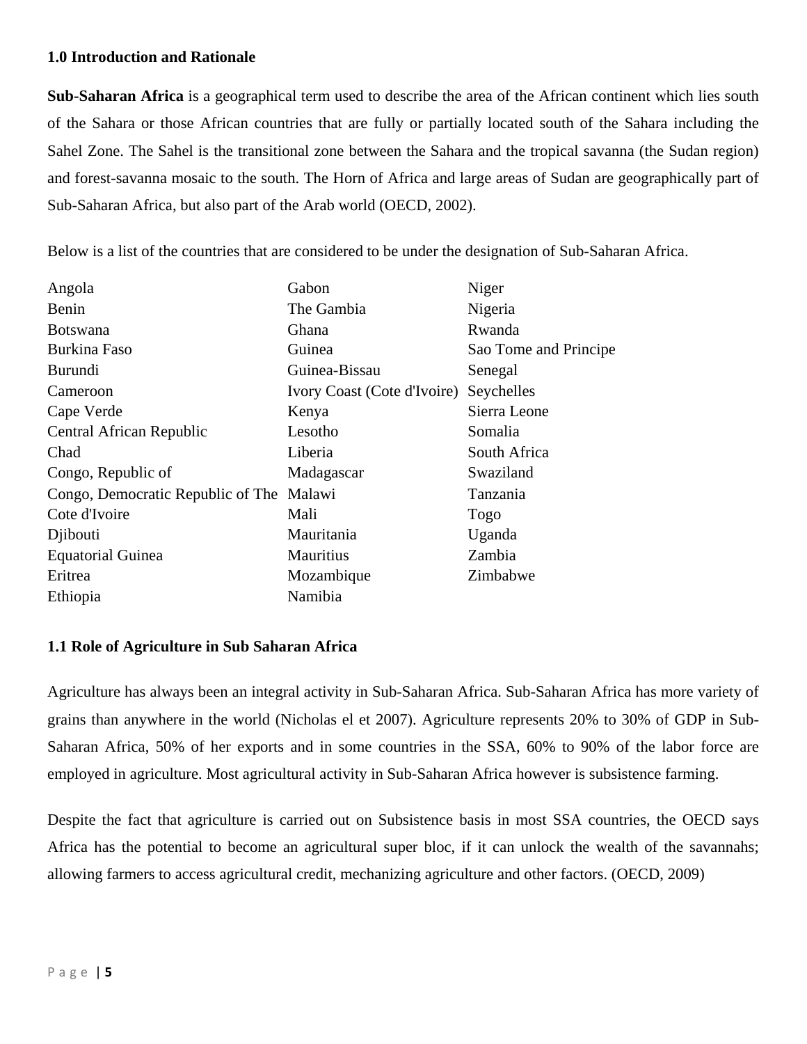### 1.0 Introduction and Rationale

**Sub-Saharan Africa** is a geographical term used to describe the area of the African continent which lies south of the Sahara or those African countries that are fully or partially located south of the Sahara including the Sahel Zone. The Sahel is the transitional zone between the Sahara and the tropical savanna (the Sudan region) and forest-savanna mosaic to the south. The Horn of Africa and large areas of Sudan are geographically part of Sub-Saharan Africa, but also part of the Arab world (OECD, 2002).

Below is a list of the countries that are considered to be under the designation of Sub-Saharan Africa.

| | | |
|---|---|---|
| Angola | Gabon | Niger |
| Benin | The Gambia | Nigeria |
| Botswana | Ghana | Rwanda |
| Burkina Faso | Guinea | Sao Tome and Principe |
| Burundi | Guinea-Bissau | Senegal |
| Cameroon | Ivory Coast (Cote d'Ivoire) | Seychelles |
| Cape Verde | Kenya | Sierra Leone |
| Central African Republic | Lesotho | Somalia |
| Chad | Liberia | South Africa |
| Congo, Republic of | Madagascar | Swaziland |
| Congo, Democratic Republic of The | Malawi | Tanzania |
| Cote d'Ivoire | Mali | Togo |
| Djibouti | Mauritania | Uganda |
| Equatorial Guinea | Mauritius | Zambia |
| Eritrea | Mozambique | Zimbabwe |
| Ethiopia | Namibia | |

### 1.1 Role of Agriculture in Sub Saharan Africa

Agriculture has always been an integral activity in Sub-Saharan Africa. Sub-Saharan Africa has more variety of grains than anywhere in the world (Nicholas el et 2007). Agriculture represents 20% to 30% of GDP in Sub-Saharan Africa, 50% of her exports and in some countries in the SSA, 60% to 90% of the labor force are employed in agriculture. Most agricultural activity in Sub-Saharan Africa however is subsistence farming.

Despite the fact that agriculture is carried out on Subsistence basis in most SSA countries, the OECD says Africa has the potential to become an agricultural super bloc, if it can unlock the wealth of the savannahs; allowing farmers to access agricultural credit, mechanizing agriculture and other factors. (OECD, 2009)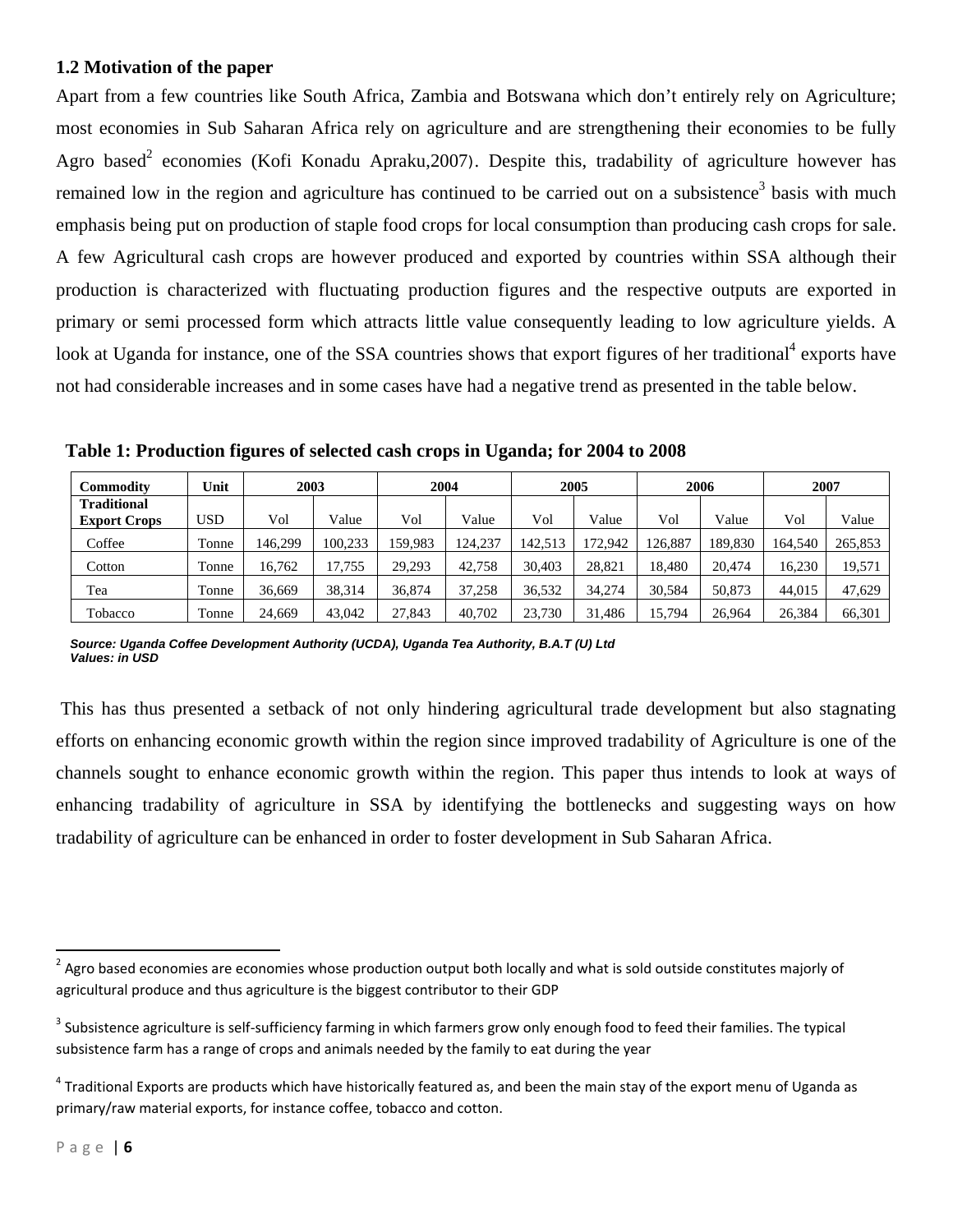### 1.2 Motivation of the paper

Apart from a few countries like South Africa, Zambia and Botswana which don't entirely rely on Agriculture; most economies in Sub Saharan Africa rely on agriculture and are strengthening their economies to be fully Agro based[2] economies (Kofi Konadu Apraku,2007). Despite this, tradability of agriculture however has remained low in the region and agriculture has continued to be carried out on a subsistence[3] basis with much emphasis being put on production of staple food crops for local consumption than producing cash crops for sale. A few Agricultural cash crops are however produced and exported by countries within SSA although their production is characterized with fluctuating production figures and the respective outputs are exported in primary or semi processed form which attracts little value consequently leading to low agriculture yields. A look at Uganda for instance, one of the SSA countries shows that export figures of her traditional[4] exports have not had considerable increases and in some cases have had a negative trend as presented in the table below.

**Table 1: Production figures of selected cash crops in Uganda; for 2004 to 2008**

| Commodity | Unit | 2003 | | 2004 | | 2005 | | 2006 | | 2007 | |
|---|---|---|---|---|---|---|---|---|---|---|---|
| **Traditional Export Crops** | USD | Vol | Value | Vol | Value | Vol | Value | Vol | Value | Vol | Value |
| Coffee | Tonne | 146,299 | 100,233 | 159,983 | 124,237 | 142,513 | 172,942 | 126,887 | 189,830 | 164,540 | 265,853 |
| Cotton | Tonne | 16,762 | 17,755 | 29,293 | 42,758 | 30,403 | 28,821 | 18,480 | 20,474 | 16,230 | 19,571 |
| Tea | Tonne | 36,669 | 38,314 | 36,874 | 37,258 | 36,532 | 34,274 | 30,584 | 50,873 | 44,015 | 47,629 |
| Tobacco | Tonne | 24,669 | 43,042 | 27,843 | 40,702 | 23,730 | 31,486 | 15,794 | 26,964 | 26,384 | 66,301 |

***Source: Uganda Coffee Development Authority (UCDA), Uganda Tea Authority, B.A.T (U) Ltd***
***Values: in USD***

This has thus presented a setback of not only hindering agricultural trade development but also stagnating efforts on enhancing economic growth within the region since improved tradability of Agriculture is one of the channels sought to enhance economic growth within the region. This paper thus intends to look at ways of enhancing tradability of agriculture in SSA by identifying the bottlenecks and suggesting ways on how tradability of agriculture can be enhanced in order to foster development in Sub Saharan Africa.

[2] Agro based economies are economies whose production output both locally and what is sold outside constitutes majorly of agricultural produce and thus agriculture is the biggest contributor to their GDP

[3] Subsistence agriculture is self-sufficiency farming in which farmers grow only enough food to feed their families. The typical subsistence farm has a range of crops and animals needed by the family to eat during the year

[4] Traditional Exports are products which have historically featured as, and been the main stay of the export menu of Uganda as primary/raw material exports, for instance coffee, tobacco and cotton.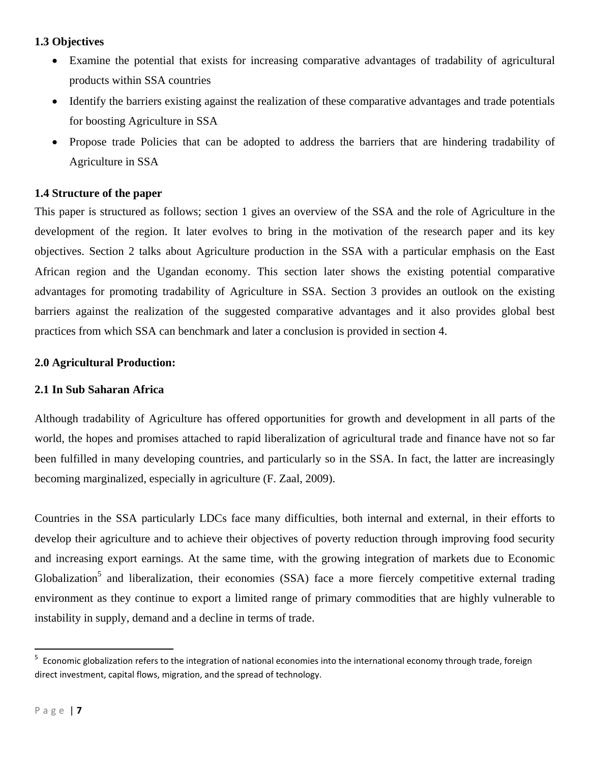### 1.3 Objectives

- Examine the potential that exists for increasing comparative advantages of tradability of agricultural products within SSA countries
- Identify the barriers existing against the realization of these comparative advantages and trade potentials for boosting Agriculture in SSA
- Propose trade Policies that can be adopted to address the barriers that are hindering tradability of Agriculture in SSA

### 1.4 Structure of the paper

This paper is structured as follows; section 1 gives an overview of the SSA and the role of Agriculture in the development of the region. It later evolves to bring in the motivation of the research paper and its key objectives. Section 2 talks about Agriculture production in the SSA with a particular emphasis on the East African region and the Ugandan economy. This section later shows the existing potential comparative advantages for promoting tradability of Agriculture in SSA. Section 3 provides an outlook on the existing barriers against the realization of the suggested comparative advantages and it also provides global best practices from which SSA can benchmark and later a conclusion is provided in section 4.

## 2.0 Agricultural Production:

### 2.1 In Sub Saharan Africa

Although tradability of Agriculture has offered opportunities for growth and development in all parts of the world, the hopes and promises attached to rapid liberalization of agricultural trade and finance have not so far been fulfilled in many developing countries, and particularly so in the SSA. In fact, the latter are increasingly becoming marginalized, especially in agriculture (F. Zaal, 2009).

Countries in the SSA particularly LDCs face many difficulties, both internal and external, in their efforts to develop their agriculture and to achieve their objectives of poverty reduction through improving food security and increasing export earnings. At the same time, with the growing integration of markets due to Economic Globalization[5] and liberalization, their economies (SSA) face a more fiercely competitive external trading environment as they continue to export a limited range of primary commodities that are highly vulnerable to instability in supply, demand and a decline in terms of trade.

[5] Economic globalization refers to the integration of national economies into the international economy through trade, foreign direct investment, capital flows, migration, and the spread of technology.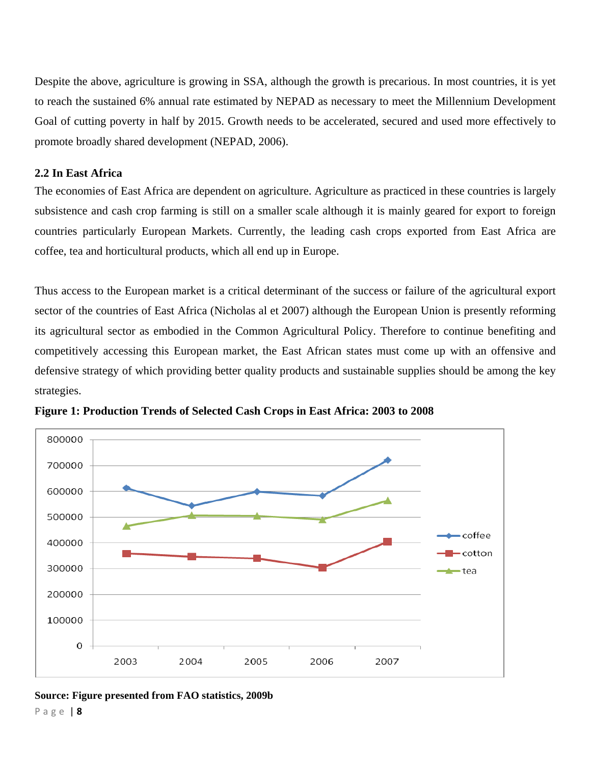Despite the above, agriculture is growing in SSA, although the growth is precarious. In most countries, it is yet to reach the sustained 6% annual rate estimated by NEPAD as necessary to meet the Millennium Development Goal of cutting poverty in half by 2015. Growth needs to be accelerated, secured and used more effectively to promote broadly shared development (NEPAD, 2006).

### 2.2 In East Africa

The economies of East Africa are dependent on agriculture. Agriculture as practiced in these countries is largely subsistence and cash crop farming is still on a smaller scale although it is mainly geared for export to foreign countries particularly European Markets. Currently, the leading cash crops exported from East Africa are coffee, tea and horticultural products, which all end up in Europe.

Thus access to the European market is a critical determinant of the success or failure of the agricultural export sector of the countries of East Africa (Nicholas al et 2007) although the European Union is presently reforming its agricultural sector as embodied in the Common Agricultural Policy. Therefore to continue benefiting and competitively accessing this European market, the East African states must come up with an offensive and defensive strategy of which providing better quality products and sustainable supplies should be among the key strategies.

**Figure 1: Production Trends of Selected Cash Crops in East Africa: 2003 to 2008**

**Source: Figure presented from FAO statistics, 2009b**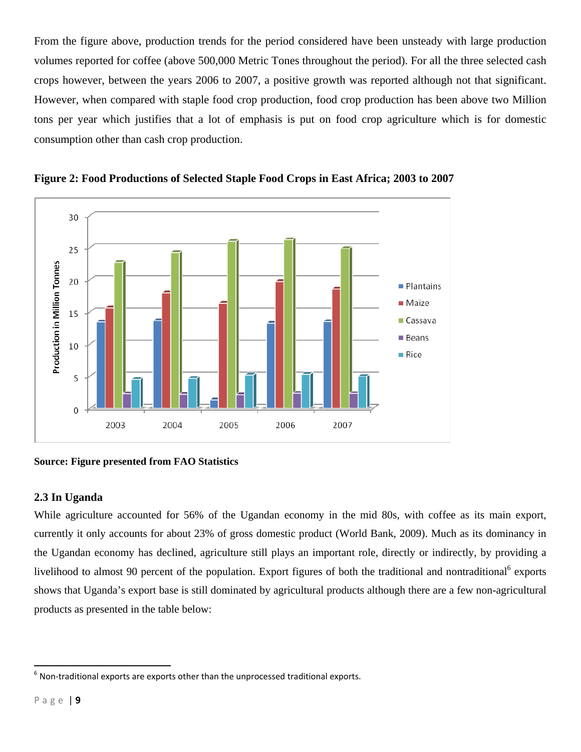From the figure above, production trends for the period considered have been unsteady with large production volumes reported for coffee (above 500,000 Metric Tones throughout the period). For all the three selected cash crops however, between the years 2006 to 2007, a positive growth was reported although not that significant. However, when compared with staple food crop production, food crop production has been above two Million tons per year which justifies that a lot of emphasis is put on food crop agriculture which is for domestic consumption other than cash crop production.

**Figure 2: Food Productions of Selected Staple Food Crops in East Africa; 2003 to 2007**

**Source: Figure presented from FAO Statistics**

### 2.3 In Uganda

While agriculture accounted for 56% of the Ugandan economy in the mid 80s, with coffee as its main export, currently it only accounts for about 23% of gross domestic product (World Bank, 2009). Much as its dominancy in the Ugandan economy has declined, agriculture still plays an important role, directly or indirectly, by providing a livelihood to almost 90 percent of the population. Export figures of both the traditional and nontraditional[6] exports shows that Uganda's export base is still dominated by agricultural products although there are a few non-agricultural products as presented in the table below:

[6] Non-traditional exports are exports other than the unprocessed traditional exports.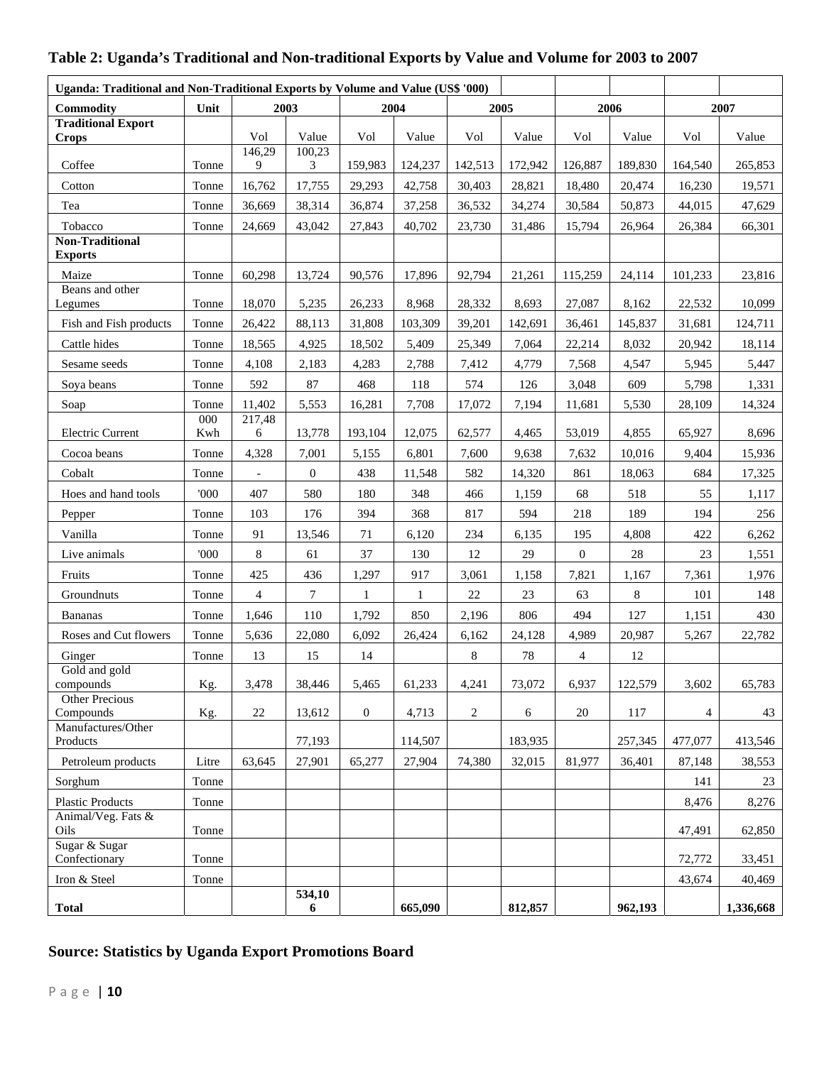**Table 2: Uganda's Traditional and Non-traditional Exports by Value and Volume for 2003 to 2007**

| Uganda: Traditional and Non-Traditional Exports by Volume and Value (US$ '000) | | | | | | | | | | | |
|---|---|---|---|---|---|---|---|---|---|---|---|
| **Commodity** | **Unit** | **2003** | | **2004** | | **2005** | | **2006** | | **2007** | |
| **Traditional Export Crops** | | Vol | Value | Vol | Value | Vol | Value | Vol | Value | Vol | Value |
| Coffee | Tonne | 146,299 | 100,233 | 159,983 | 124,237 | 142,513 | 172,942 | 126,887 | 189,830 | 164,540 | 265,853 |
| Cotton | Tonne | 16,762 | 17,755 | 29,293 | 42,758 | 30,403 | 28,821 | 18,480 | 20,474 | 16,230 | 19,571 |
| Tea | Tonne | 36,669 | 38,314 | 36,874 | 37,258 | 36,532 | 34,274 | 30,584 | 50,873 | 44,015 | 47,629 |
| Tobacco | Tonne | 24,669 | 43,042 | 27,843 | 40,702 | 23,730 | 31,486 | 15,794 | 26,964 | 26,384 | 66,301 |
| **Non-Traditional Exports** | | | | | | | | | | | |
| Maize | Tonne | 60,298 | 13,724 | 90,576 | 17,896 | 92,794 | 21,261 | 115,259 | 24,114 | 101,233 | 23,816 |
| Beans and other Legumes | Tonne | 18,070 | 5,235 | 26,233 | 8,968 | 28,332 | 8,693 | 27,087 | 8,162 | 22,532 | 10,099 |
| Fish and Fish products | Tonne | 26,422 | 88,113 | 31,808 | 103,309 | 39,201 | 142,691 | 36,461 | 145,837 | 31,681 | 124,711 |
| Cattle hides | Tonne | 18,565 | 4,925 | 18,502 | 5,409 | 25,349 | 7,064 | 22,214 | 8,032 | 20,942 | 18,114 |
| Sesame seeds | Tonne | 4,108 | 2,183 | 4,283 | 2,788 | 7,412 | 4,779 | 7,568 | 4,547 | 5,945 | 5,447 |
| Soya beans | Tonne | 592 | 87 | 468 | 118 | 574 | 126 | 3,048 | 609 | 5,798 | 1,331 |
| Soap | Tonne | 11,402 | 5,553 | 16,281 | 7,708 | 17,072 | 7,194 | 11,681 | 5,530 | 28,109 | 14,324 |
| Electric Current | 000 Kwh | 217,486 | 13,778 | 193,104 | 12,075 | 62,577 | 4,465 | 53,019 | 4,855 | 65,927 | 8,696 |
| Cocoa beans | Tonne | 4,328 | 7,001 | 5,155 | 6,801 | 7,600 | 9,638 | 7,632 | 10,016 | 9,404 | 15,936 |
| Cobalt | Tonne | - | 0 | 438 | 11,548 | 582 | 14,320 | 861 | 18,063 | 684 | 17,325 |
| Hoes and hand tools | '000 | 407 | 580 | 180 | 348 | 466 | 1,159 | 68 | 518 | 55 | 1,117 |
| Pepper | Tonne | 103 | 176 | 394 | 368 | 817 | 594 | 218 | 189 | 194 | 256 |
| Vanilla | Tonne | 91 | 13,546 | 71 | 6,120 | 234 | 6,135 | 195 | 4,808 | 422 | 6,262 |
| Live animals | '000 | 8 | 61 | 37 | 130 | 12 | 29 | 0 | 28 | 23 | 1,551 |
| Fruits | Tonne | 425 | 436 | 1,297 | 917 | 3,061 | 1,158 | 7,821 | 1,167 | 7,361 | 1,976 |
| Groundnuts | Tonne | 4 | 7 | 1 | 1 | 22 | 23 | 63 | 8 | 101 | 148 |
| Bananas | Tonne | 1,646 | 110 | 1,792 | 850 | 2,196 | 806 | 494 | 127 | 1,151 | 430 |
| Roses and Cut flowers | Tonne | 5,636 | 22,080 | 6,092 | 26,424 | 6,162 | 24,128 | 4,989 | 20,987 | 5,267 | 22,782 |
| Ginger | Tonne | 13 | 15 | 14 | | 8 | 78 | 4 | 12 | | |
| Gold and gold compounds | Kg. | 3,478 | 38,446 | 5,465 | 61,233 | 4,241 | 73,072 | 6,937 | 122,579 | 3,602 | 65,783 |
| Other Precious Compounds | Kg. | 22 | 13,612 | 0 | 4,713 | 2 | 6 | 20 | 117 | 4 | 43 |
| Manufactures/Other Products | | | 77,193 | | 114,507 | | 183,935 | | 257,345 | 477,077 | 413,546 |
| Petroleum products | Litre | 63,645 | 27,901 | 65,277 | 27,904 | 74,380 | 32,015 | 81,977 | 36,401 | 87,148 | 38,553 |
| Sorghum | Tonne | | | | | | | | | 141 | 23 |
| Plastic Products | Tonne | | | | | | | | | 8,476 | 8,276 |
| Animal/Veg. Fats & Oils | Tonne | | | | | | | | | 47,491 | 62,850 |
| Sugar & Sugar Confectionary | Tonne | | | | | | | | | 72,772 | 33,451 |
| Iron & Steel | Tonne | | | | | | | | | 43,674 | 40,469 |
| **Total** | | | **534,106** | | **665,090** | | **812,857** | | **962,193** | | **1,336,668** |

**Source: Statistics by Uganda Export Promotions Board**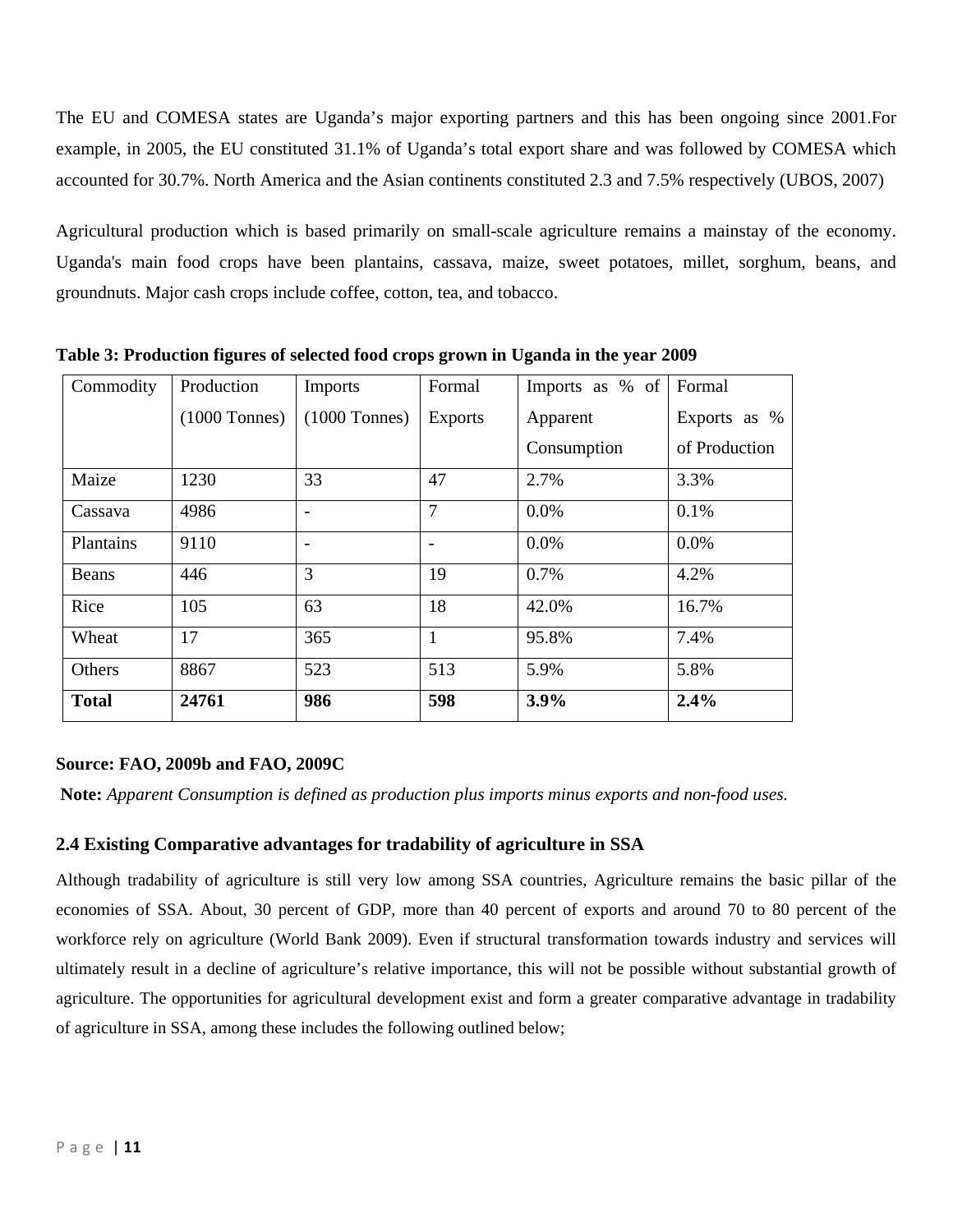The EU and COMESA states are Uganda's major exporting partners and this has been ongoing since 2001.For example, in 2005, the EU constituted 31.1% of Uganda's total export share and was followed by COMESA which accounted for 30.7%. North America and the Asian continents constituted 2.3 and 7.5% respectively (UBOS, 2007)

Agricultural production which is based primarily on small-scale agriculture remains a mainstay of the economy. Uganda's main food crops have been plantains, cassava, maize, sweet potatoes, millet, sorghum, beans, and groundnuts. Major cash crops include coffee, cotton, tea, and tobacco.

**Table 3: Production figures of selected food crops grown in Uganda in the year 2009**

| Commodity | Production (1000 Tonnes) | Imports (1000 Tonnes) | Formal Exports | Imports as % of Apparent Consumption | Formal Exports as % of Production |
|---|---|---|---|---|---|
| Maize | 1230 | 33 | 47 | 2.7% | 3.3% |
| Cassava | 4986 | - | 7 | 0.0% | 0.1% |
| Plantains | 9110 | - | - | 0.0% | 0.0% |
| Beans | 446 | 3 | 19 | 0.7% | 4.2% |
| Rice | 105 | 63 | 18 | 42.0% | 16.7% |
| Wheat | 17 | 365 | 1 | 95.8% | 7.4% |
| Others | 8867 | 523 | 513 | 5.9% | 5.8% |
| **Total** | **24761** | **986** | **598** | **3.9%** | **2.4%** |

**Source: FAO, 2009b and FAO, 2009C**

**Note:** *Apparent Consumption is defined as production plus imports minus exports and non-food uses.*

## 2.4 Existing Comparative advantages for tradability of agriculture in SSA

Although tradability of agriculture is still very low among SSA countries, Agriculture remains the basic pillar of the economies of SSA. About, 30 percent of GDP, more than 40 percent of exports and around 70 to 80 percent of the workforce rely on agriculture (World Bank 2009). Even if structural transformation towards industry and services will ultimately result in a decline of agriculture's relative importance, this will not be possible without substantial growth of agriculture. The opportunities for agricultural development exist and form a greater comparative advantage in tradability of agriculture in SSA, among these includes the following outlined below;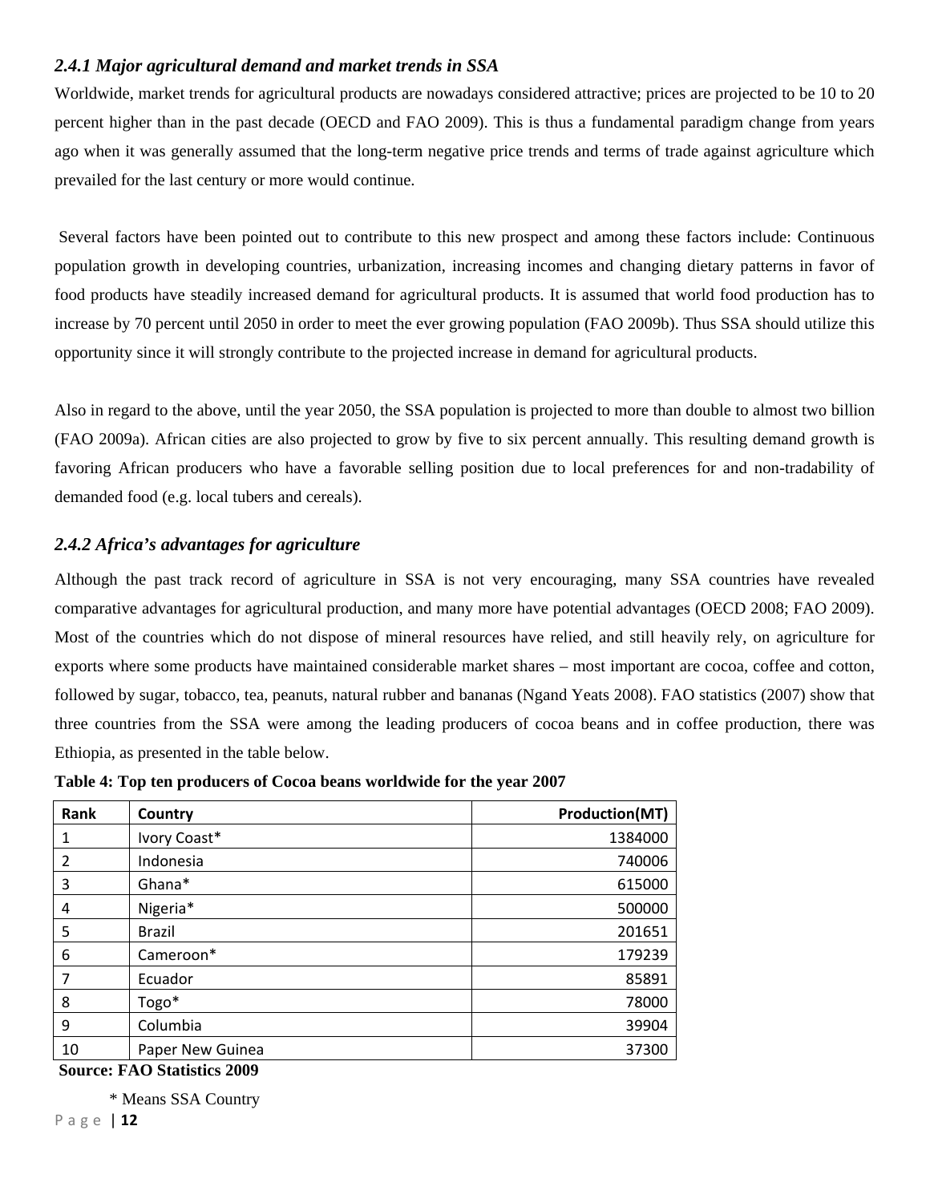### *2.4.1 Major agricultural demand and market trends in SSA*

Worldwide, market trends for agricultural products are nowadays considered attractive; prices are projected to be 10 to 20 percent higher than in the past decade (OECD and FAO 2009). This is thus a fundamental paradigm change from years ago when it was generally assumed that the long-term negative price trends and terms of trade against agriculture which prevailed for the last century or more would continue.

Several factors have been pointed out to contribute to this new prospect and among these factors include: Continuous population growth in developing countries, urbanization, increasing incomes and changing dietary patterns in favor of food products have steadily increased demand for agricultural products. It is assumed that world food production has to increase by 70 percent until 2050 in order to meet the ever growing population (FAO 2009b). Thus SSA should utilize this opportunity since it will strongly contribute to the projected increase in demand for agricultural products.

Also in regard to the above, until the year 2050, the SSA population is projected to more than double to almost two billion (FAO 2009a). African cities are also projected to grow by five to six percent annually. This resulting demand growth is favoring African producers who have a favorable selling position due to local preferences for and non-tradability of demanded food (e.g. local tubers and cereals).

### *2.4.2 Africa's advantages for agriculture*

Although the past track record of agriculture in SSA is not very encouraging, many SSA countries have revealed comparative advantages for agricultural production, and many more have potential advantages (OECD 2008; FAO 2009). Most of the countries which do not dispose of mineral resources have relied, and still heavily rely, on agriculture for exports where some products have maintained considerable market shares – most important are cocoa, coffee and cotton, followed by sugar, tobacco, tea, peanuts, natural rubber and bananas (Ngand Yeats 2008). FAO statistics (2007) show that three countries from the SSA were among the leading producers of cocoa beans and in coffee production, there was Ethiopia, as presented in the table below.

**Table 4: Top ten producers of Cocoa beans worldwide for the year 2007**

| Rank | Country | Production(MT) |
|---|---|---|
| 1 | Ivory Coast* | 1384000 |
| 2 | Indonesia | 740006 |
| 3 | Ghana* | 615000 |
| 4 | Nigeria* | 500000 |
| 5 | Brazil | 201651 |
| 6 | Cameroon* | 179239 |
| 7 | Ecuador | 85891 |
| 8 | Togo* | 78000 |
| 9 | Columbia | 39904 |
| 10 | Paper New Guinea | 37300 |

**Source: FAO Statistics 2009**

\* Means SSA Country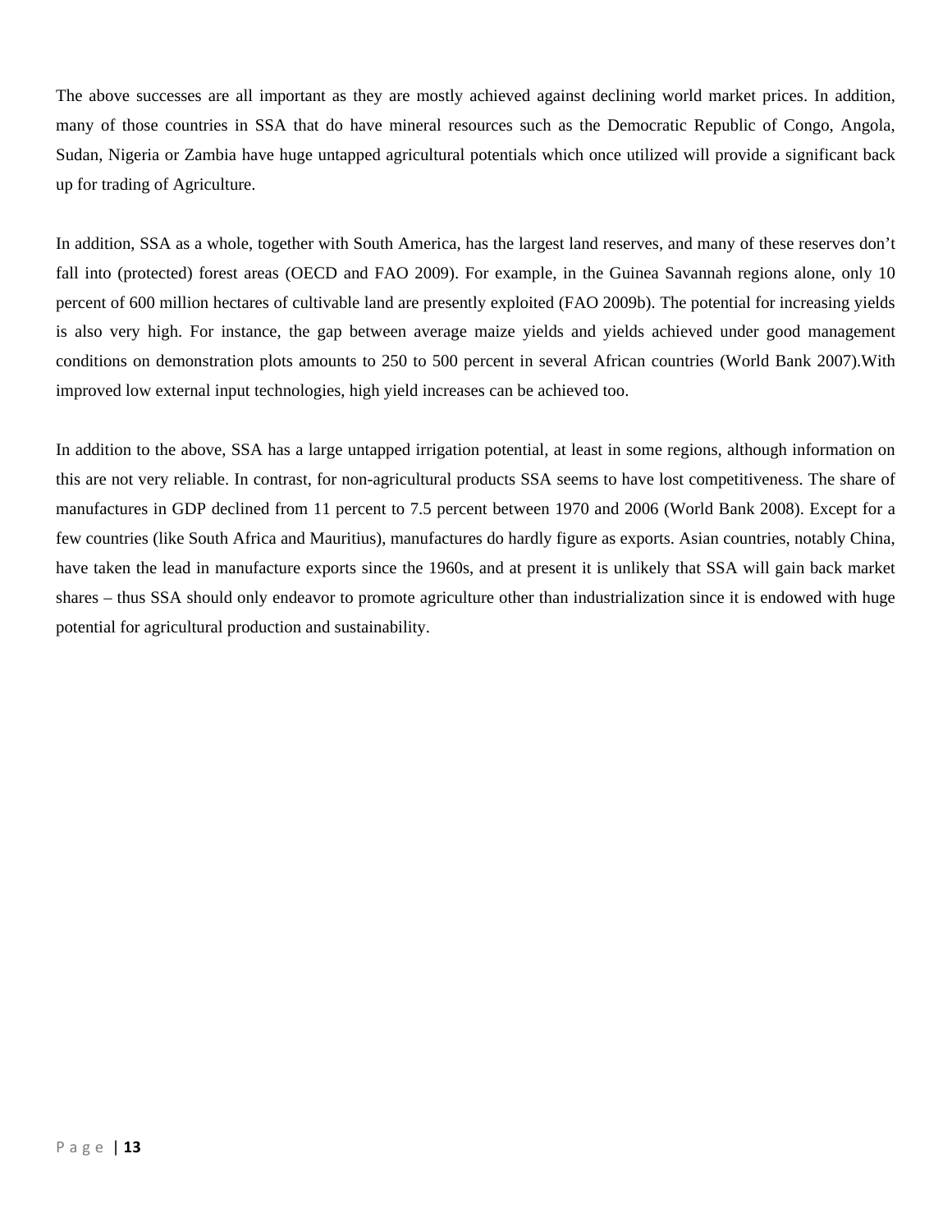The above successes are all important as they are mostly achieved against declining world market prices. In addition, many of those countries in SSA that do have mineral resources such as the Democratic Republic of Congo, Angola, Sudan, Nigeria or Zambia have huge untapped agricultural potentials which once utilized will provide a significant back up for trading of Agriculture.

In addition, SSA as a whole, together with South America, has the largest land reserves, and many of these reserves don't fall into (protected) forest areas (OECD and FAO 2009). For example, in the Guinea Savannah regions alone, only 10 percent of 600 million hectares of cultivable land are presently exploited (FAO 2009b). The potential for increasing yields is also very high. For instance, the gap between average maize yields and yields achieved under good management conditions on demonstration plots amounts to 250 to 500 percent in several African countries (World Bank 2007).With improved low external input technologies, high yield increases can be achieved too.

In addition to the above, SSA has a large untapped irrigation potential, at least in some regions, although information on this are not very reliable. In contrast, for non-agricultural products SSA seems to have lost competitiveness. The share of manufactures in GDP declined from 11 percent to 7.5 percent between 1970 and 2006 (World Bank 2008). Except for a few countries (like South Africa and Mauritius), manufactures do hardly figure as exports. Asian countries, notably China, have taken the lead in manufacture exports since the 1960s, and at present it is unlikely that SSA will gain back market shares – thus SSA should only endeavor to promote agriculture other than industrialization since it is endowed with huge potential for agricultural production and sustainability.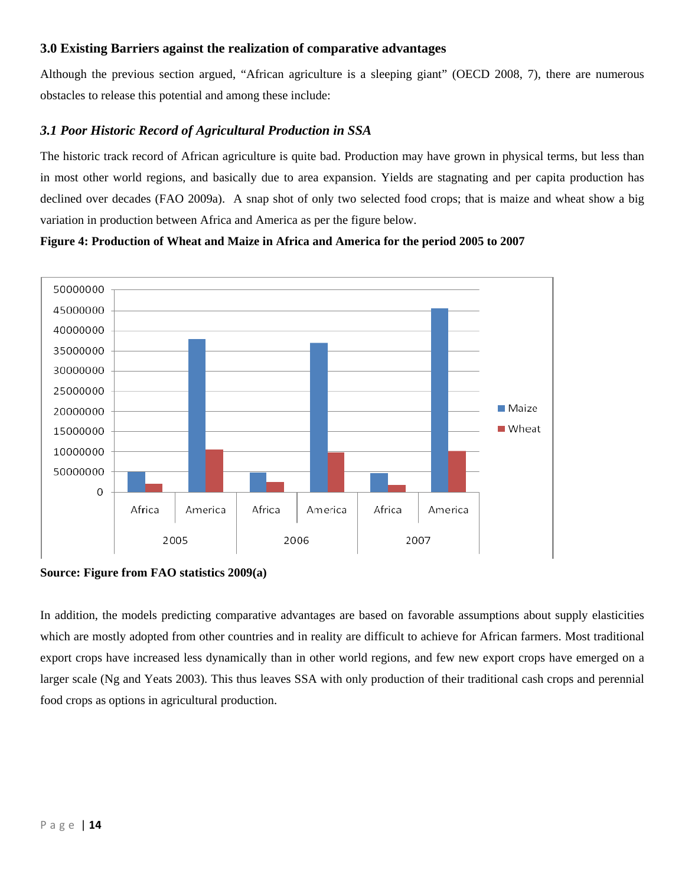## 3.0 Existing Barriers against the realization of comparative advantages

Although the previous section argued, "African agriculture is a sleeping giant" (OECD 2008, 7), there are numerous obstacles to release this potential and among these include:

### *3.1 Poor Historic Record of Agricultural Production in SSA*

The historic track record of African agriculture is quite bad. Production may have grown in physical terms, but less than in most other world regions, and basically due to area expansion. Yields are stagnating and per capita production has declined over decades (FAO 2009a). A snap shot of only two selected food crops; that is maize and wheat show a big variation in production between Africa and America as per the figure below.

**Figure 4: Production of Wheat and Maize in Africa and America for the period 2005 to 2007**

**Source: Figure from FAO statistics 2009(a)**

In addition, the models predicting comparative advantages are based on favorable assumptions about supply elasticities which are mostly adopted from other countries and in reality are difficult to achieve for African farmers. Most traditional export crops have increased less dynamically than in other world regions, and few new export crops have emerged on a larger scale (Ng and Yeats 2003). This thus leaves SSA with only production of their traditional cash crops and perennial food crops as options in agricultural production.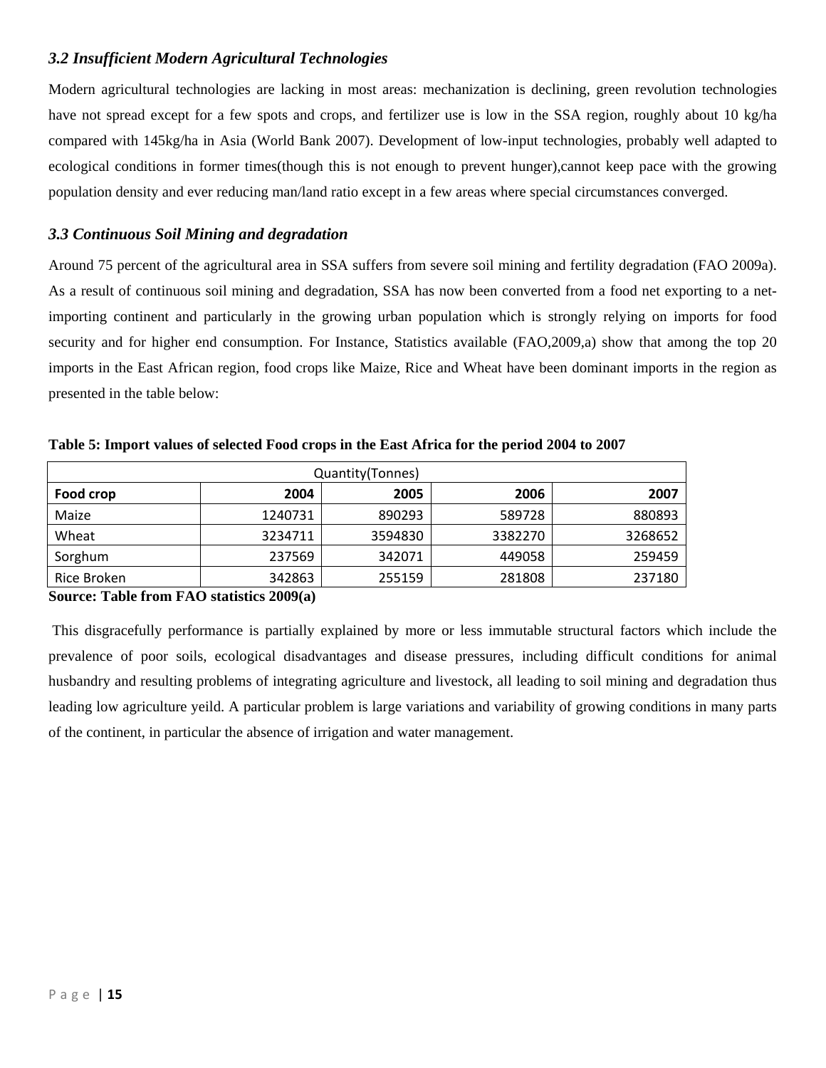### *3.2 Insufficient Modern Agricultural Technologies*

Modern agricultural technologies are lacking in most areas: mechanization is declining, green revolution technologies have not spread except for a few spots and crops, and fertilizer use is low in the SSA region, roughly about 10 kg/ha compared with 145kg/ha in Asia (World Bank 2007). Development of low-input technologies, probably well adapted to ecological conditions in former times(though this is not enough to prevent hunger),cannot keep pace with the growing population density and ever reducing man/land ratio except in a few areas where special circumstances converged.

### *3.3 Continuous Soil Mining and degradation*

Around 75 percent of the agricultural area in SSA suffers from severe soil mining and fertility degradation (FAO 2009a). As a result of continuous soil mining and degradation, SSA has now been converted from a food net exporting to a net-importing continent and particularly in the growing urban population which is strongly relying on imports for food security and for higher end consumption. For Instance, Statistics available (FAO,2009,a) show that among the top 20 imports in the East African region, food crops like Maize, Rice and Wheat have been dominant imports in the region as presented in the table below:

**Table 5: Import values of selected Food crops in the East Africa for the period 2004 to 2007**

| Quantity(Tonnes) | | | | |
|---|---|---|---|---|
| **Food crop** | **2004** | **2005** | **2006** | **2007** |
| Maize | 1240731 | 890293 | 589728 | 880893 |
| Wheat | 3234711 | 3594830 | 3382270 | 3268652 |
| Sorghum | 237569 | 342071 | 449058 | 259459 |
| Rice Broken | 342863 | 255159 | 281808 | 237180 |

**Source: Table from FAO statistics 2009(a)**

This disgracefully performance is partially explained by more or less immutable structural factors which include the prevalence of poor soils, ecological disadvantages and disease pressures, including difficult conditions for animal husbandry and resulting problems of integrating agriculture and livestock, all leading to soil mining and degradation thus leading low agriculture yeild. A particular problem is large variations and variability of growing conditions in many parts of the continent, in particular the absence of irrigation and water management.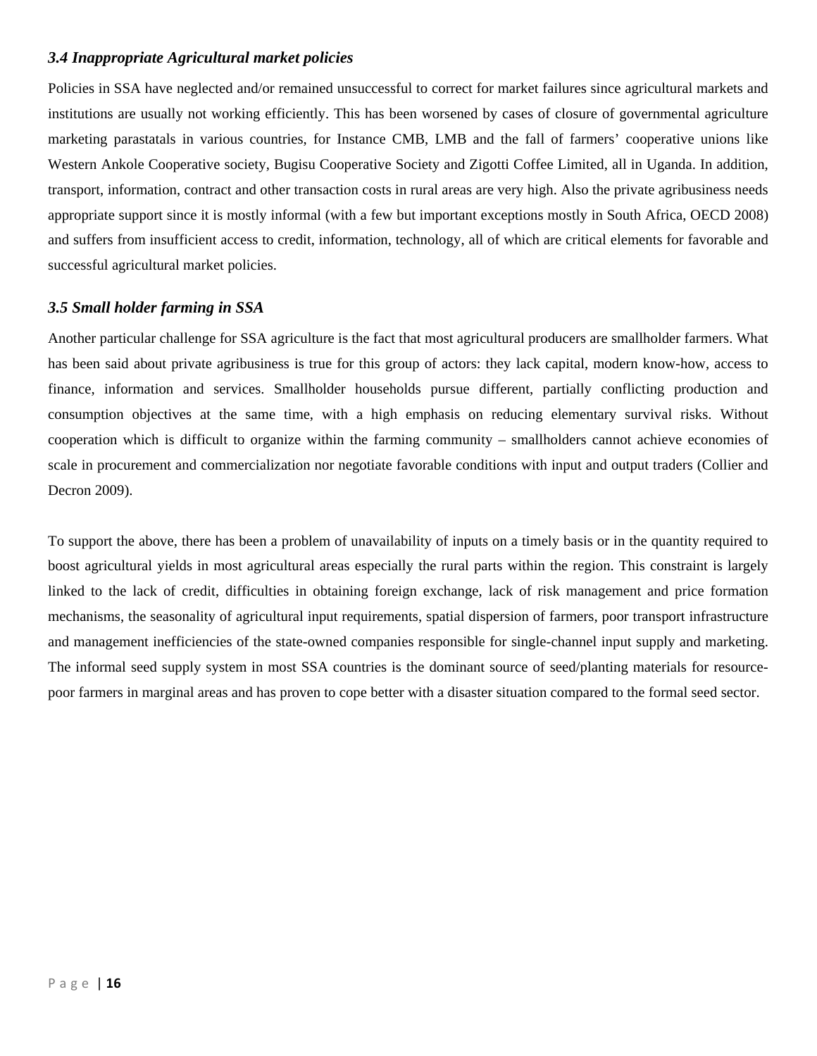### *3.4 Inappropriate Agricultural market policies*

Policies in SSA have neglected and/or remained unsuccessful to correct for market failures since agricultural markets and institutions are usually not working efficiently. This has been worsened by cases of closure of governmental agriculture marketing parastatals in various countries, for Instance CMB, LMB and the fall of farmers' cooperative unions like Western Ankole Cooperative society, Bugisu Cooperative Society and Zigotti Coffee Limited, all in Uganda. In addition, transport, information, contract and other transaction costs in rural areas are very high. Also the private agribusiness needs appropriate support since it is mostly informal (with a few but important exceptions mostly in South Africa, OECD 2008) and suffers from insufficient access to credit, information, technology, all of which are critical elements for favorable and successful agricultural market policies.

### *3.5 Small holder farming in SSA*

Another particular challenge for SSA agriculture is the fact that most agricultural producers are smallholder farmers. What has been said about private agribusiness is true for this group of actors: they lack capital, modern know-how, access to finance, information and services. Smallholder households pursue different, partially conflicting production and consumption objectives at the same time, with a high emphasis on reducing elementary survival risks. Without cooperation which is difficult to organize within the farming community – smallholders cannot achieve economies of scale in procurement and commercialization nor negotiate favorable conditions with input and output traders (Collier and Decron 2009).

To support the above, there has been a problem of unavailability of inputs on a timely basis or in the quantity required to boost agricultural yields in most agricultural areas especially the rural parts within the region. This constraint is largely linked to the lack of credit, difficulties in obtaining foreign exchange, lack of risk management and price formation mechanisms, the seasonality of agricultural input requirements, spatial dispersion of farmers, poor transport infrastructure and management inefficiencies of the state-owned companies responsible for single-channel input supply and marketing. The informal seed supply system in most SSA countries is the dominant source of seed/planting materials for resource-poor farmers in marginal areas and has proven to cope better with a disaster situation compared to the formal seed sector.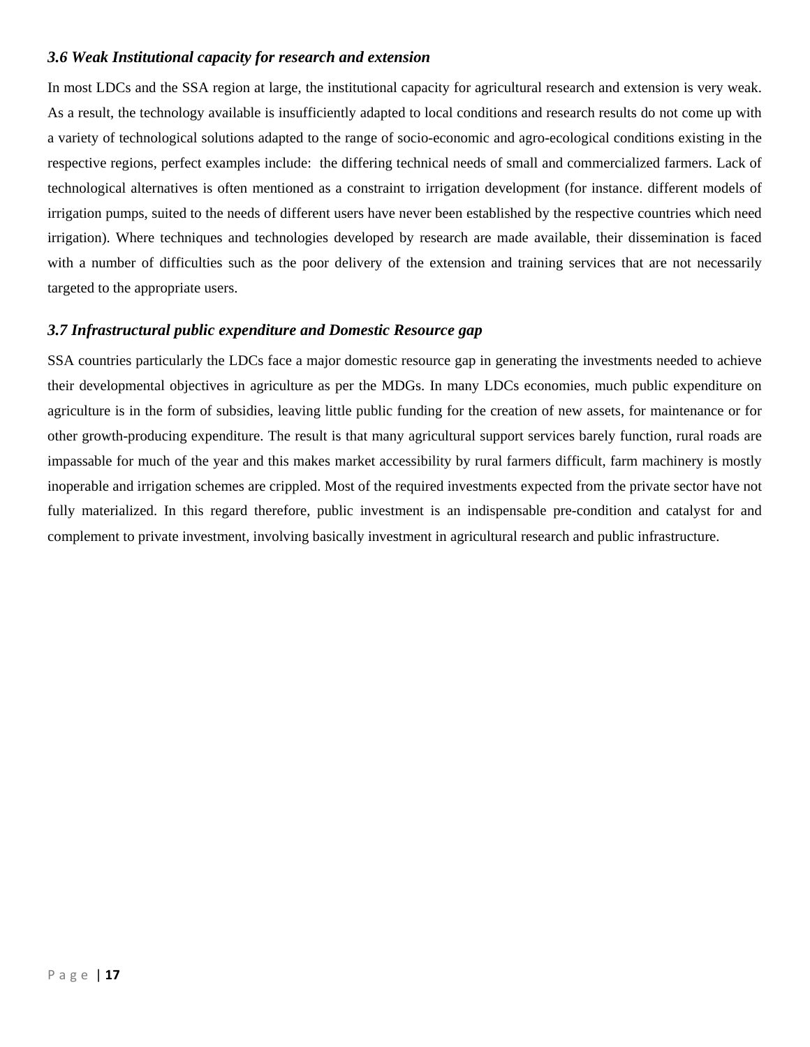### *3.6 Weak Institutional capacity for research and extension*

In most LDCs and the SSA region at large, the institutional capacity for agricultural research and extension is very weak. As a result, the technology available is insufficiently adapted to local conditions and research results do not come up with a variety of technological solutions adapted to the range of socio-economic and agro-ecological conditions existing in the respective regions, perfect examples include:  the differing technical needs of small and commercialized farmers. Lack of technological alternatives is often mentioned as a constraint to irrigation development (for instance. different models of irrigation pumps, suited to the needs of different users have never been established by the respective countries which need irrigation). Where techniques and technologies developed by research are made available, their dissemination is faced with a number of difficulties such as the poor delivery of the extension and training services that are not necessarily targeted to the appropriate users.

### *3.7 Infrastructural public expenditure and Domestic Resource gap*

SSA countries particularly the LDCs face a major domestic resource gap in generating the investments needed to achieve their developmental objectives in agriculture as per the MDGs. In many LDCs economies, much public expenditure on agriculture is in the form of subsidies, leaving little public funding for the creation of new assets, for maintenance or for other growth-producing expenditure. The result is that many agricultural support services barely function, rural roads are impassable for much of the year and this makes market accessibility by rural farmers difficult, farm machinery is mostly inoperable and irrigation schemes are crippled. Most of the required investments expected from the private sector have not fully materialized. In this regard therefore, public investment is an indispensable pre-condition and catalyst for and complement to private investment, involving basically investment in agricultural research and public infrastructure.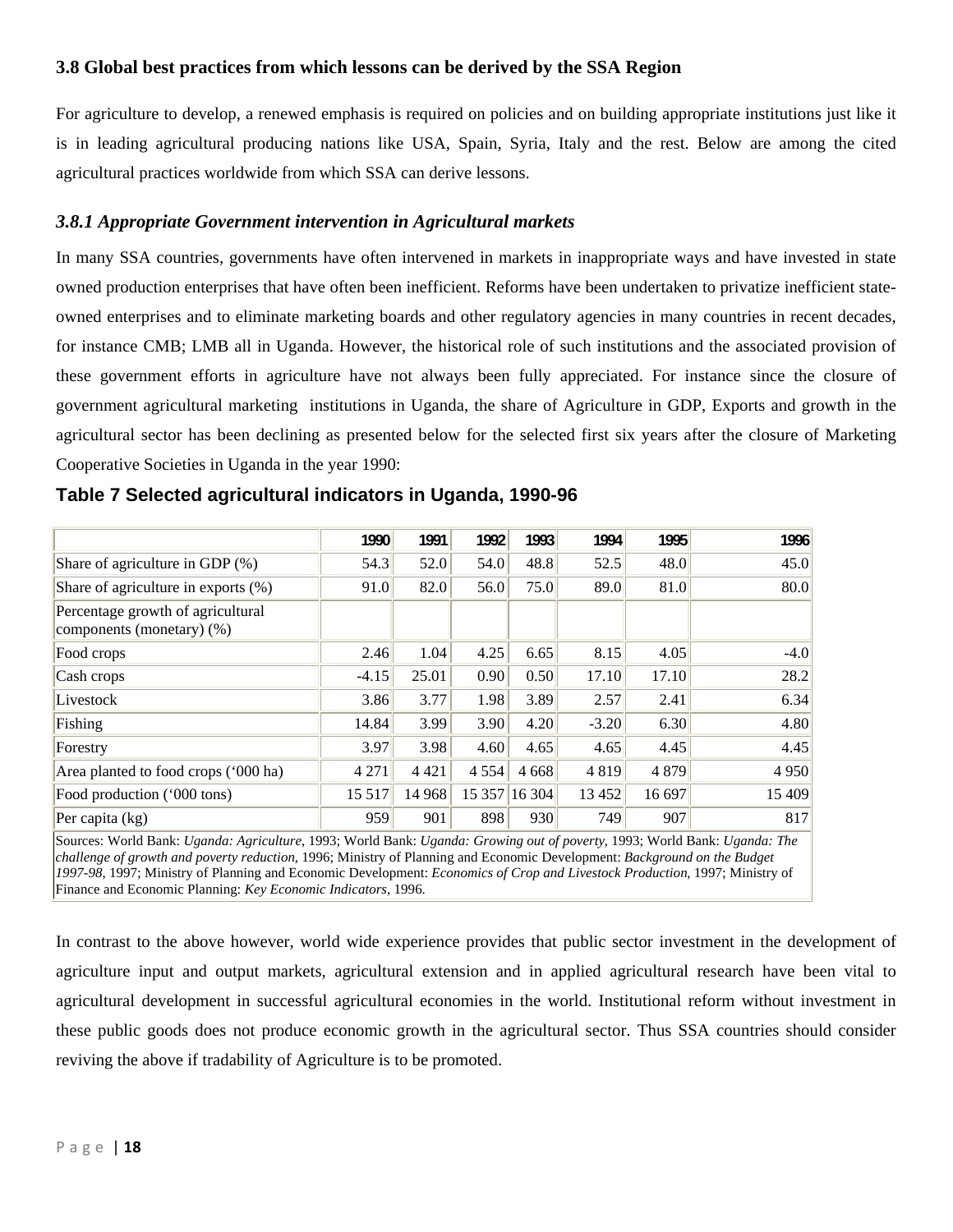### 3.8 Global best practices from which lessons can be derived by the SSA Region

For agriculture to develop, a renewed emphasis is required on policies and on building appropriate institutions just like it is in leading agricultural producing nations like USA, Spain, Syria, Italy and the rest. Below are among the cited agricultural practices worldwide from which SSA can derive lessons.

#### *3.8.1 Appropriate Government intervention in Agricultural markets*

In many SSA countries, governments have often intervened in markets in inappropriate ways and have invested in state owned production enterprises that have often been inefficient. Reforms have been undertaken to privatize inefficient state-owned enterprises and to eliminate marketing boards and other regulatory agencies in many countries in recent decades, for instance CMB; LMB all in Uganda. However, the historical role of such institutions and the associated provision of these government efforts in agriculture have not always been fully appreciated. For instance since the closure of government agricultural marketing institutions in Uganda, the share of Agriculture in GDP, Exports and growth in the agricultural sector has been declining as presented below for the selected first six years after the closure of Marketing Cooperative Societies in Uganda in the year 1990:

**Table 7 Selected agricultural indicators in Uganda, 1990-96**

| | 1990 | 1991 | 1992 | 1993 | 1994 | 1995 | 1996 |
|---|---|---|---|---|---|---|---|
| Share of agriculture in GDP (%) | 54.3 | 52.0 | 54.0 | 48.8 | 52.5 | 48.0 | 45.0 |
| Share of agriculture in exports (%) | 91.0 | 82.0 | 56.0 | 75.0 | 89.0 | 81.0 | 80.0 |
| Percentage growth of agricultural components (monetary) (%) | | | | | | | |
| Food crops | 2.46 | 1.04 | 4.25 | 6.65 | 8.15 | 4.05 | -4.0 |
| Cash crops | -4.15 | 25.01 | 0.90 | 0.50 | 17.10 | 17.10 | 28.2 |
| Livestock | 3.86 | 3.77 | 1.98 | 3.89 | 2.57 | 2.41 | 6.34 |
| Fishing | 14.84 | 3.99 | 3.90 | 4.20 | -3.20 | 6.30 | 4.80 |
| Forestry | 3.97 | 3.98 | 4.60 | 4.65 | 4.65 | 4.45 | 4.45 |
| Area planted to food crops (‘000 ha) | 4 271 | 4 421 | 4 554 | 4 668 | 4 819 | 4 879 | 4 950 |
| Food production (‘000 tons) | 15 517 | 14 968 | 15 357 | 16 304 | 13 452 | 16 697 | 15 409 |
| Per capita (kg) | 959 | 901 | 898 | 930 | 749 | 907 | 817 |

Sources: World Bank: *Uganda: Agriculture*, 1993; World Bank: *Uganda: Growing out of poverty*, 1993; World Bank: *Uganda: The challenge of growth and poverty reduction*, 1996; Ministry of Planning and Economic Development: *Background on the Budget 1997-98*, 1997; Ministry of Planning and Economic Development: *Economics of Crop and Livestock Production*, 1997; Ministry of Finance and Economic Planning: *Key Economic Indicators*, 1996.

In contrast to the above however, world wide experience provides that public sector investment in the development of agriculture input and output markets, agricultural extension and in applied agricultural research have been vital to agricultural development in successful agricultural economies in the world. Institutional reform without investment in these public goods does not produce economic growth in the agricultural sector. Thus SSA countries should consider reviving the above if tradability of Agriculture is to be promoted.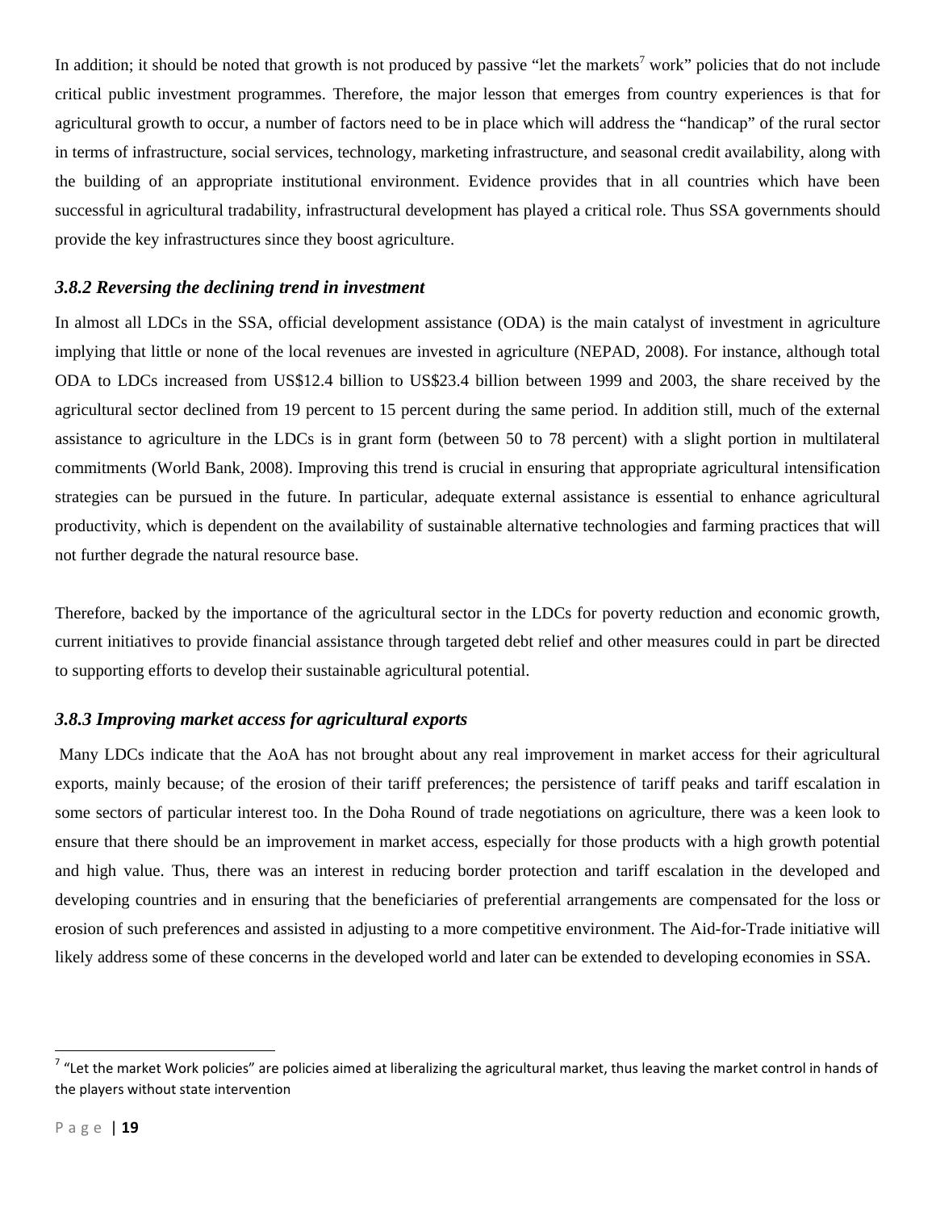In addition; it should be noted that growth is not produced by passive "let the markets[7] work" policies that do not include critical public investment programmes. Therefore, the major lesson that emerges from country experiences is that for agricultural growth to occur, a number of factors need to be in place which will address the "handicap" of the rural sector in terms of infrastructure, social services, technology, marketing infrastructure, and seasonal credit availability, along with the building of an appropriate institutional environment. Evidence provides that in all countries which have been successful in agricultural tradability, infrastructural development has played a critical role. Thus SSA governments should provide the key infrastructures since they boost agriculture.

### *3.8.2 Reversing the declining trend in investment*

In almost all LDCs in the SSA, official development assistance (ODA) is the main catalyst of investment in agriculture implying that little or none of the local revenues are invested in agriculture (NEPAD, 2008). For instance, although total ODA to LDCs increased from US$12.4 billion to US$23.4 billion between 1999 and 2003, the share received by the agricultural sector declined from 19 percent to 15 percent during the same period. In addition still, much of the external assistance to agriculture in the LDCs is in grant form (between 50 to 78 percent) with a slight portion in multilateral commitments (World Bank, 2008). Improving this trend is crucial in ensuring that appropriate agricultural intensification strategies can be pursued in the future. In particular, adequate external assistance is essential to enhance agricultural productivity, which is dependent on the availability of sustainable alternative technologies and farming practices that will not further degrade the natural resource base.

Therefore, backed by the importance of the agricultural sector in the LDCs for poverty reduction and economic growth, current initiatives to provide financial assistance through targeted debt relief and other measures could in part be directed to supporting efforts to develop their sustainable agricultural potential.

### *3.8.3 Improving market access for agricultural exports*

Many LDCs indicate that the AoA has not brought about any real improvement in market access for their agricultural exports, mainly because; of the erosion of their tariff preferences; the persistence of tariff peaks and tariff escalation in some sectors of particular interest too. In the Doha Round of trade negotiations on agriculture, there was a keen look to ensure that there should be an improvement in market access, especially for those products with a high growth potential and high value. Thus, there was an interest in reducing border protection and tariff escalation in the developed and developing countries and in ensuring that the beneficiaries of preferential arrangements are compensated for the loss or erosion of such preferences and assisted in adjusting to a more competitive environment. The Aid-for-Trade initiative will likely address some of these concerns in the developed world and later can be extended to developing economies in SSA.

---

[7] "Let the market Work policies" are policies aimed at liberalizing the agricultural market, thus leaving the market control in hands of the players without state intervention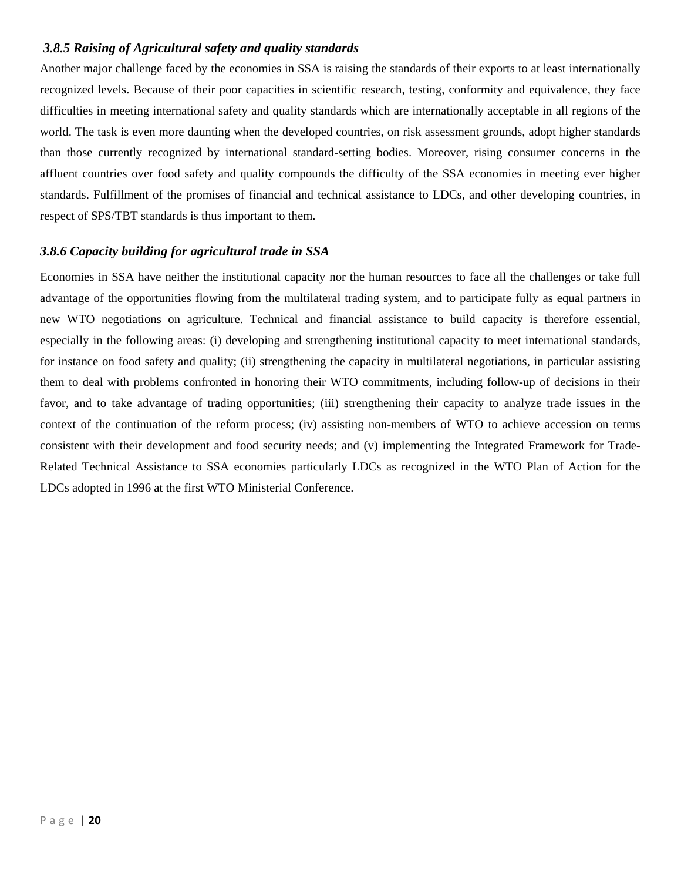### *3.8.5 Raising of Agricultural safety and quality standards*

Another major challenge faced by the economies in SSA is raising the standards of their exports to at least internationally recognized levels. Because of their poor capacities in scientific research, testing, conformity and equivalence, they face difficulties in meeting international safety and quality standards which are internationally acceptable in all regions of the world. The task is even more daunting when the developed countries, on risk assessment grounds, adopt higher standards than those currently recognized by international standard-setting bodies. Moreover, rising consumer concerns in the affluent countries over food safety and quality compounds the difficulty of the SSA economies in meeting ever higher standards. Fulfillment of the promises of financial and technical assistance to LDCs, and other developing countries, in respect of SPS/TBT standards is thus important to them.

### *3.8.6 Capacity building for agricultural trade in SSA*

Economies in SSA have neither the institutional capacity nor the human resources to face all the challenges or take full advantage of the opportunities flowing from the multilateral trading system, and to participate fully as equal partners in new WTO negotiations on agriculture. Technical and financial assistance to build capacity is therefore essential, especially in the following areas: (i) developing and strengthening institutional capacity to meet international standards, for instance on food safety and quality; (ii) strengthening the capacity in multilateral negotiations, in particular assisting them to deal with problems confronted in honoring their WTO commitments, including follow-up of decisions in their favor, and to take advantage of trading opportunities; (iii) strengthening their capacity to analyze trade issues in the context of the continuation of the reform process; (iv) assisting non-members of WTO to achieve accession on terms consistent with their development and food security needs; and (v) implementing the Integrated Framework for Trade-Related Technical Assistance to SSA economies particularly LDCs as recognized in the WTO Plan of Action for the LDCs adopted in 1996 at the first WTO Ministerial Conference.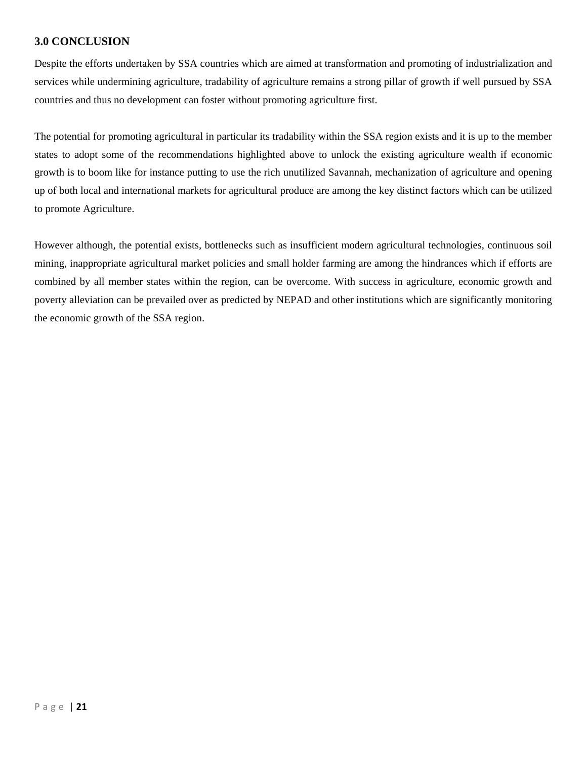## 3.0 CONCLUSION

Despite the efforts undertaken by SSA countries which are aimed at transformation and promoting of industrialization and services while undermining agriculture, tradability of agriculture remains a strong pillar of growth if well pursued by SSA countries and thus no development can foster without promoting agriculture first.

The potential for promoting agricultural in particular its tradability within the SSA region exists and it is up to the member states to adopt some of the recommendations highlighted above to unlock the existing agriculture wealth if economic growth is to boom like for instance putting to use the rich unutilized Savannah, mechanization of agriculture and opening up of both local and international markets for agricultural produce are among the key distinct factors which can be utilized to promote Agriculture.

However although, the potential exists, bottlenecks such as insufficient modern agricultural technologies, continuous soil mining, inappropriate agricultural market policies and small holder farming are among the hindrances which if efforts are combined by all member states within the region, can be overcome. With success in agriculture, economic growth and poverty alleviation can be prevailed over as predicted by NEPAD and other institutions which are significantly monitoring the economic growth of the SSA region.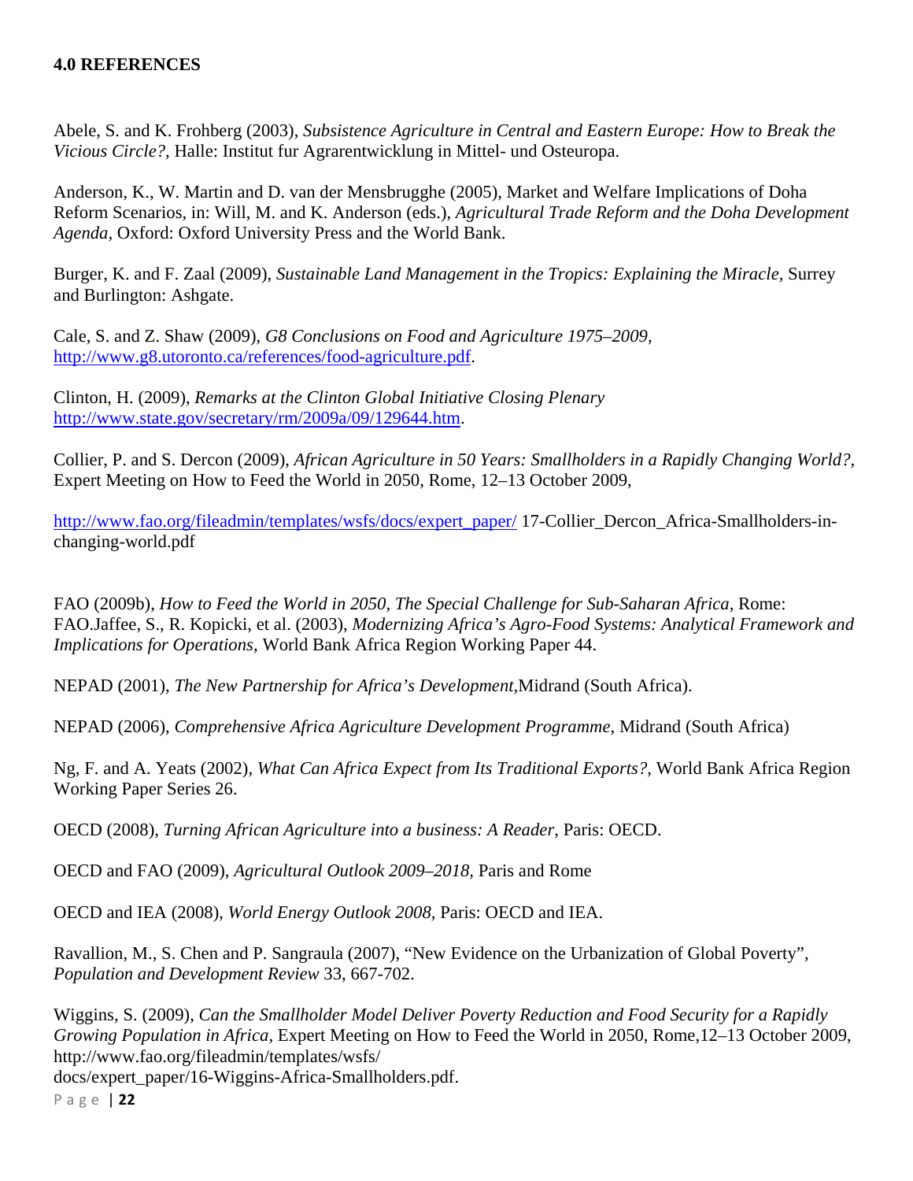**4.0 REFERENCES**

Abele, S. and K. Frohberg (2003), *Subsistence Agriculture in Central and Eastern Europe: How to Break the Vicious Circle?,* Halle: Institut fur Agrarentwicklung in Mittel- und Osteuropa.

Anderson, K., W. Martin and D. van der Mensbrugghe (2005), Market and Welfare Implications of Doha Reform Scenarios, in: Will, M. and K. Anderson (eds.), *Agricultural Trade Reform and the Doha Development Agenda,* Oxford: Oxford University Press and the World Bank.

Burger, K. and F. Zaal (2009), *Sustainable Land Management in the Tropics: Explaining the Miracle,* Surrey and Burlington: Ashgate.

Cale, S. and Z. Shaw (2009), *G8 Conclusions on Food and Agriculture 1975–2009,* http://www.g8.utoronto.ca/references/food-agriculture.pdf.

Clinton, H. (2009), *Remarks at the Clinton Global Initiative Closing Plenary* http://www.state.gov/secretary/rm/2009a/09/129644.htm.

Collier, P. and S. Dercon (2009), *African Agriculture in 50 Years: Smallholders in a Rapidly Changing World?,* Expert Meeting on How to Feed the World in 2050, Rome, 12–13 October 2009,

http://www.fao.org/fileadmin/templates/wsfs/docs/expert_paper/ 17-Collier_Dercon_Africa-Smallholders-in-changing-world.pdf

FAO (2009b), *How to Feed the World in 2050, The Special Challenge for Sub-Saharan Africa,* Rome: FAO.Jaffee, S., R. Kopicki, et al. (2003), *Modernizing Africa's Agro-Food Systems: Analytical Framework and Implications for Operations,* World Bank Africa Region Working Paper 44.

NEPAD (2001), *The New Partnership for Africa's Development,*Midrand (South Africa).

NEPAD (2006), *Comprehensive Africa Agriculture Development Programme,* Midrand (South Africa)

Ng, F. and A. Yeats (2002), *What Can Africa Expect from Its Traditional Exports?,* World Bank Africa Region Working Paper Series 26.

OECD (2008), *Turning African Agriculture into a business: A Reader,* Paris: OECD.

OECD and FAO (2009), *Agricultural Outlook 2009–2018,* Paris and Rome

OECD and IEA (2008), *World Energy Outlook 2008,* Paris: OECD and IEA.

Ravallion, M., S. Chen and P. Sangraula (2007), "New Evidence on the Urbanization of Global Poverty", *Population and Development Review* 33, 667-702.

Wiggins, S. (2009), *Can the Smallholder Model Deliver Poverty Reduction and Food Security for a Rapidly Growing Population in Africa,* Expert Meeting on How to Feed the World in 2050, Rome,12–13 October 2009, http://www.fao.org/fileadmin/templates/wsfs/docs/expert_paper/16-Wiggins-Africa-Smallholders.pdf.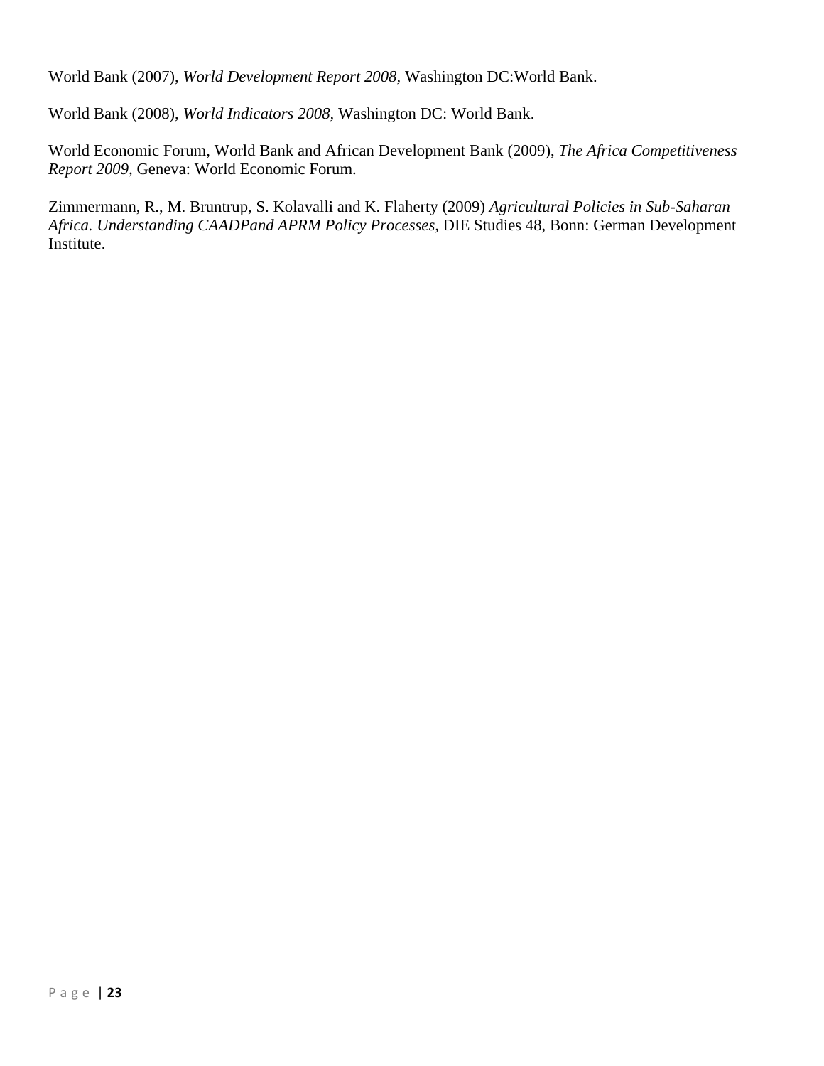World Bank (2007), *World Development Report 2008,* Washington DC:World Bank.

World Bank (2008), *World Indicators 2008,* Washington DC: World Bank.

World Economic Forum, World Bank and African Development Bank (2009), *The Africa Competitiveness Report 2009,* Geneva: World Economic Forum.

Zimmermann, R., M. Bruntrup, S. Kolavalli and K. Flaherty (2009) *Agricultural Policies in Sub-Saharan Africa. Understanding CAADPand APRM Policy Processes,* DIE Studies 48, Bonn: German Development Institute.